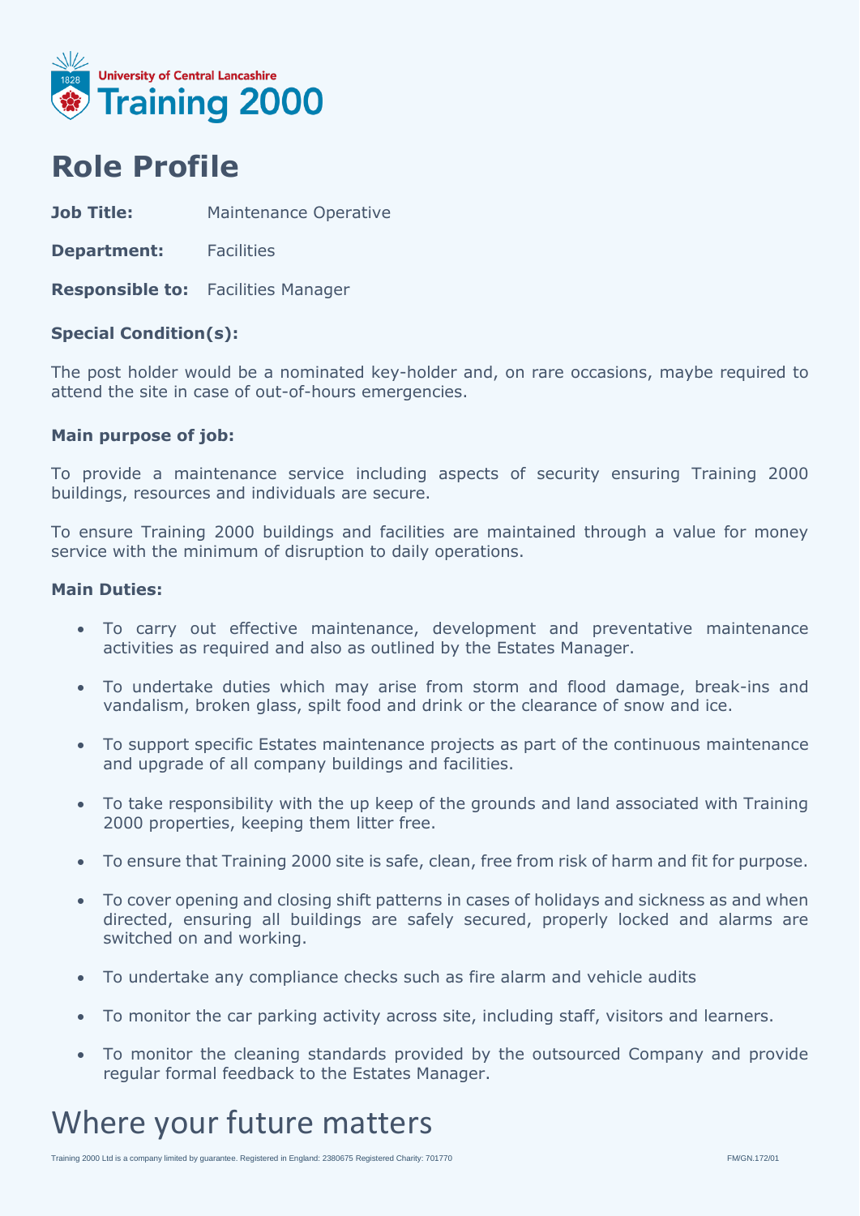University of Central Lancashire
Training 2000

# Role Profile

**Job Title:** Maintenance Operative

**Department:** Facilities

**Responsible to:** Facilities Manager

**Special Condition(s):**

The post holder would be a nominated key-holder and, on rare occasions, maybe required to attend the site in case of out-of-hours emergencies.

**Main purpose of job:**

To provide a maintenance service including aspects of security ensuring Training 2000 buildings, resources and individuals are secure.

To ensure Training 2000 buildings and facilities are maintained through a value for money service with the minimum of disruption to daily operations.

**Main Duties:**

- To carry out effective maintenance, development and preventative maintenance activities as required and also as outlined by the Estates Manager.
- To undertake duties which may arise from storm and flood damage, break-ins and vandalism, broken glass, spilt food and drink or the clearance of snow and ice.
- To support specific Estates maintenance projects as part of the continuous maintenance and upgrade of all company buildings and facilities.
- To take responsibility with the up keep of the grounds and land associated with Training 2000 properties, keeping them litter free.
- To ensure that Training 2000 site is safe, clean, free from risk of harm and fit for purpose.
- To cover opening and closing shift patterns in cases of holidays and sickness as and when directed, ensuring all buildings are safely secured, properly locked and alarms are switched on and working.
- To undertake any compliance checks such as fire alarm and vehicle audits
- To monitor the car parking activity across site, including staff, visitors and learners.
- To monitor the cleaning standards provided by the outsourced Company and provide regular formal feedback to the Estates Manager.

Where your future matters

Training 2000 Ltd is a company limited by guarantee. Registered in England: 2380675 Registered Charity: 701770

FM/GN.172/01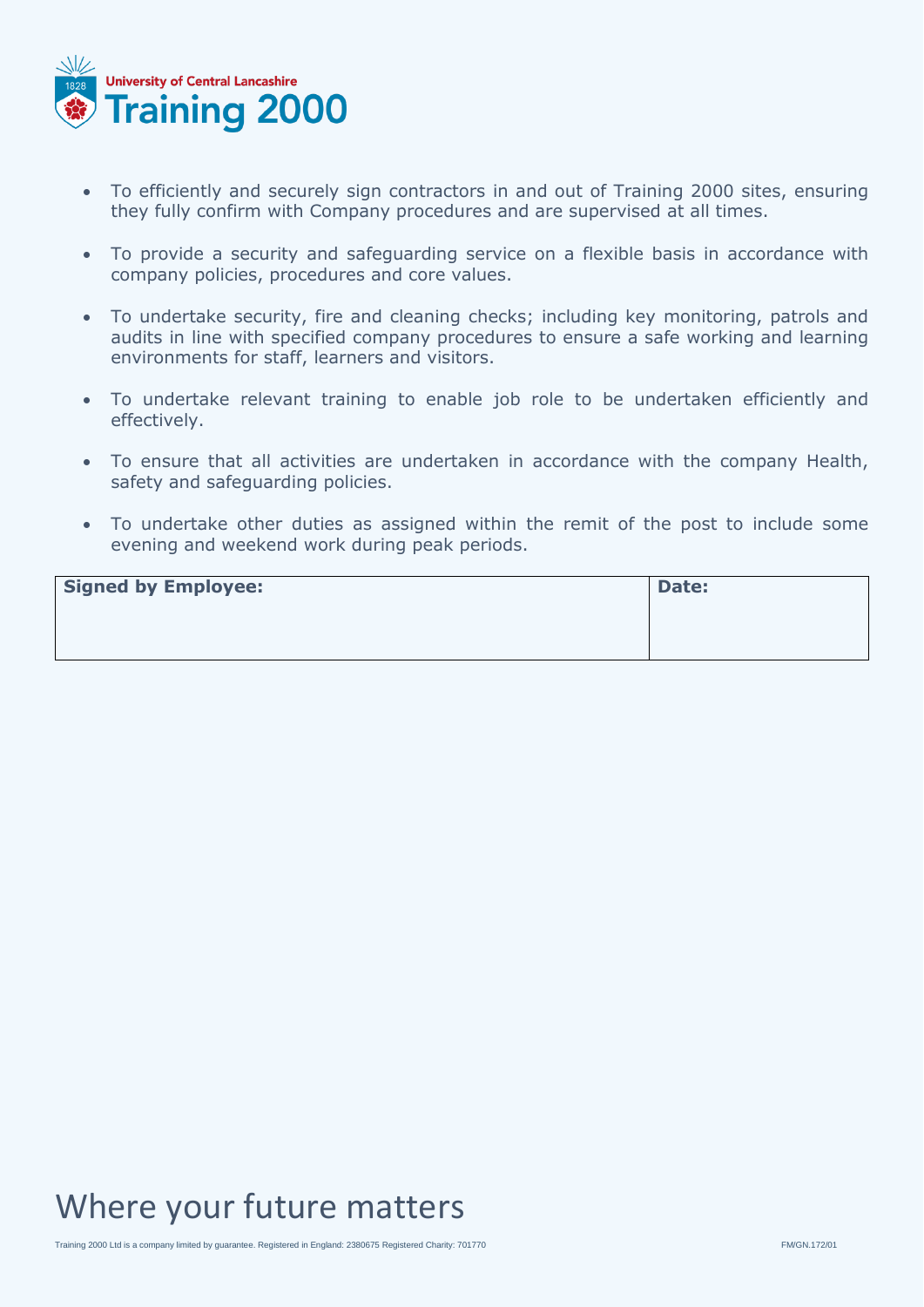- To efficiently and securely sign contractors in and out of Training 2000 sites, ensuring they fully confirm with Company procedures and are supervised at all times.

- To provide a security and safeguarding service on a flexible basis in accordance with company policies, procedures and core values.

- To undertake security, fire and cleaning checks; including key monitoring, patrols and audits in line with specified company procedures to ensure a safe working and learning environments for staff, learners and visitors.

- To undertake relevant training to enable job role to be undertaken efficiently and effectively.

- To ensure that all activities are undertaken in accordance with the company Health, safety and safeguarding policies.

- To undertake other duties as assigned within the remit of the post to include some evening and weekend work during peak periods.

| **Signed by Employee:** | **Date:** |
|---|---|
| | |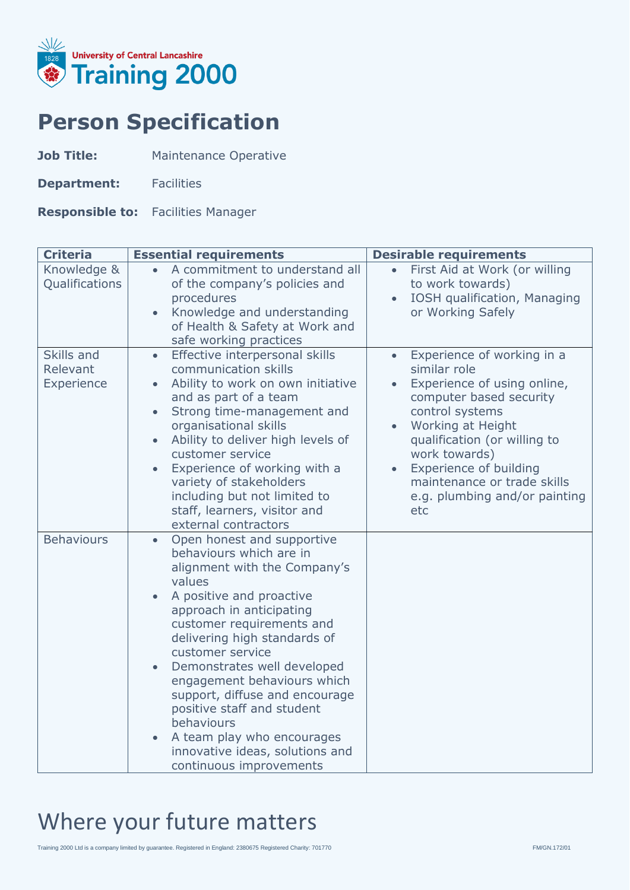University of Central Lancashire
Training 2000

# Person Specification

**Job Title:** Maintenance Operative

**Department:** Facilities

**Responsible to:** Facilities Manager

| Criteria | Essential requirements | Desirable requirements |
|---|---|---|
| Knowledge & Qualifications | • A commitment to understand all of the company's policies and procedures<br>• Knowledge and understanding of Health & Safety at Work and safe working practices | • First Aid at Work (or willing to work towards)<br>• IOSH qualification, Managing or Working Safely |
| Skills and Relevant Experience | • Effective interpersonal skills communication skills<br>• Ability to work on own initiative and as part of a team<br>• Strong time-management and organisational skills<br>• Ability to deliver high levels of customer service<br>• Experience of working with a variety of stakeholders including but not limited to staff, learners, visitor and external contractors | • Experience of working in a similar role<br>• Experience of using online, computer based security control systems<br>• Working at Height qualification (or willing to work towards)<br>• Experience of building maintenance or trade skills e.g. plumbing and/or painting etc |
| Behaviours | • Open honest and supportive behaviours which are in alignment with the Company's values<br>• A positive and proactive approach in anticipating customer requirements and delivering high standards of customer service<br>• Demonstrates well developed engagement behaviours which support, diffuse and encourage positive staff and student behaviours<br>• A team play who encourages innovative ideas, solutions and continuous improvements | |

Where your future matters

Training 2000 Ltd is a company limited by guarantee. Registered in England: 2380675 Registered Charity: 701770

FM/GN.172/01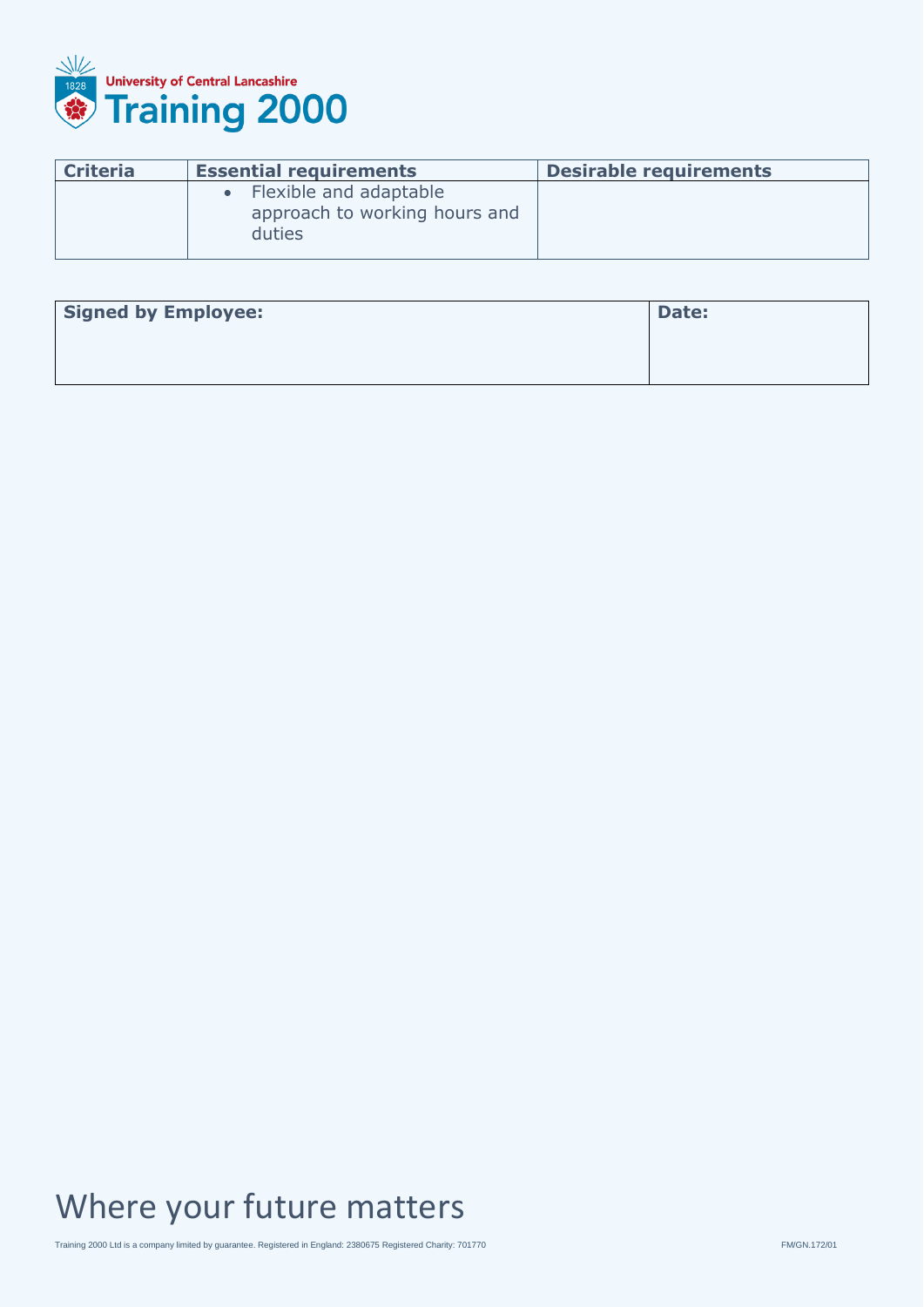| Criteria | Essential requirements | Desirable requirements |
|---|---|---|
| | • Flexible and adaptable approach to working hours and duties | |

| Signed by Employee: | Date: |
|---|---|
| | |

Where your future matters

Training 2000 Ltd is a company limited by guarantee. Registered in England: 2380675 Registered Charity: 701770

FM/GN.172/01